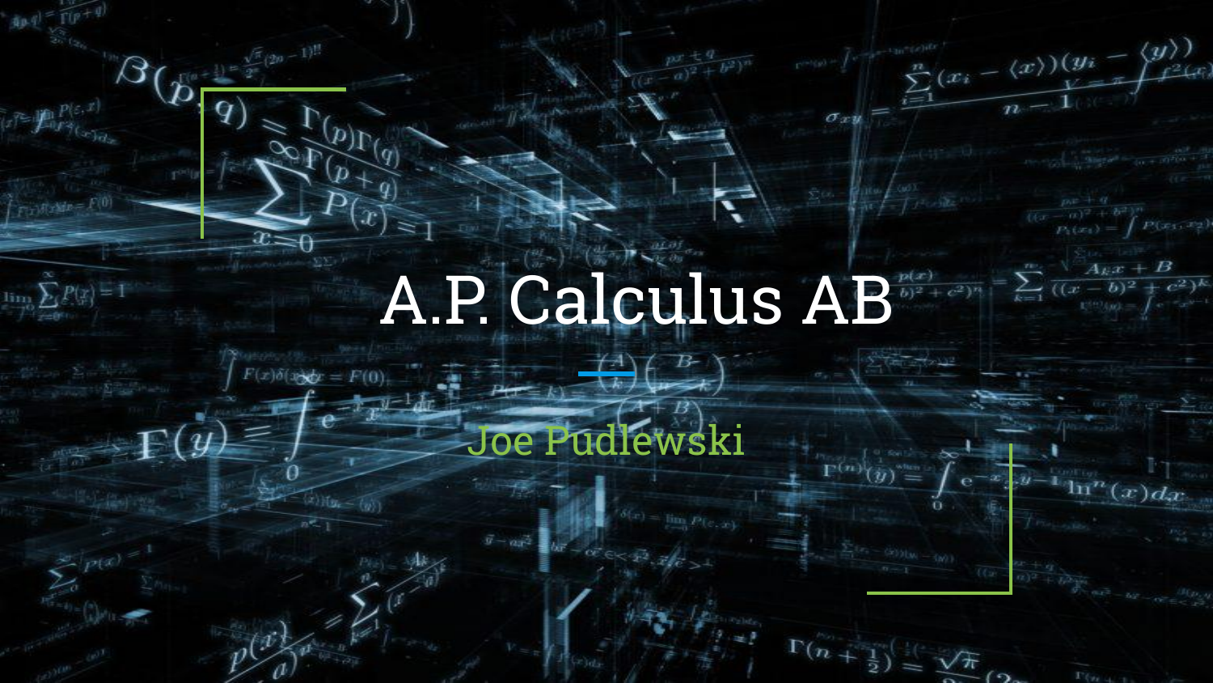# A.P. Calculus AB

Joe Pudlewski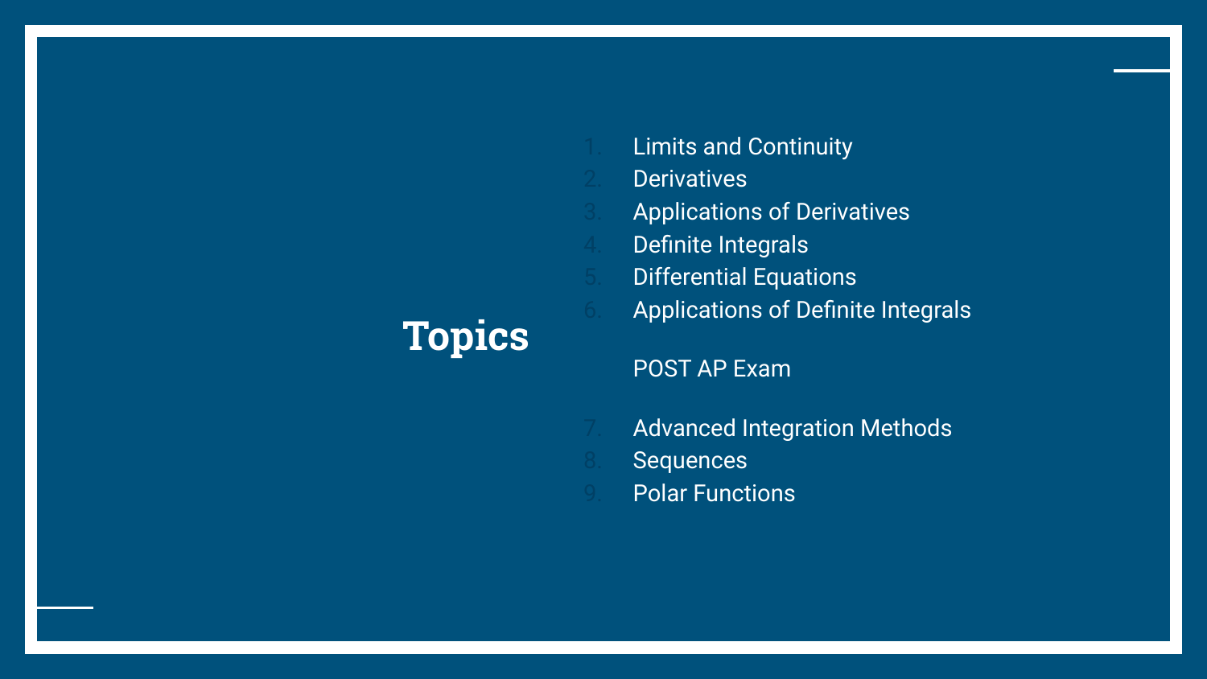# Topics

1. Limits and Continuity
2. Derivatives
3. Applications of Derivatives
4. Definite Integrals
5. Differential Equations
6. Applications of Definite Integrals

POST AP Exam

7. Advanced Integration Methods
8. Sequences
9. Polar Functions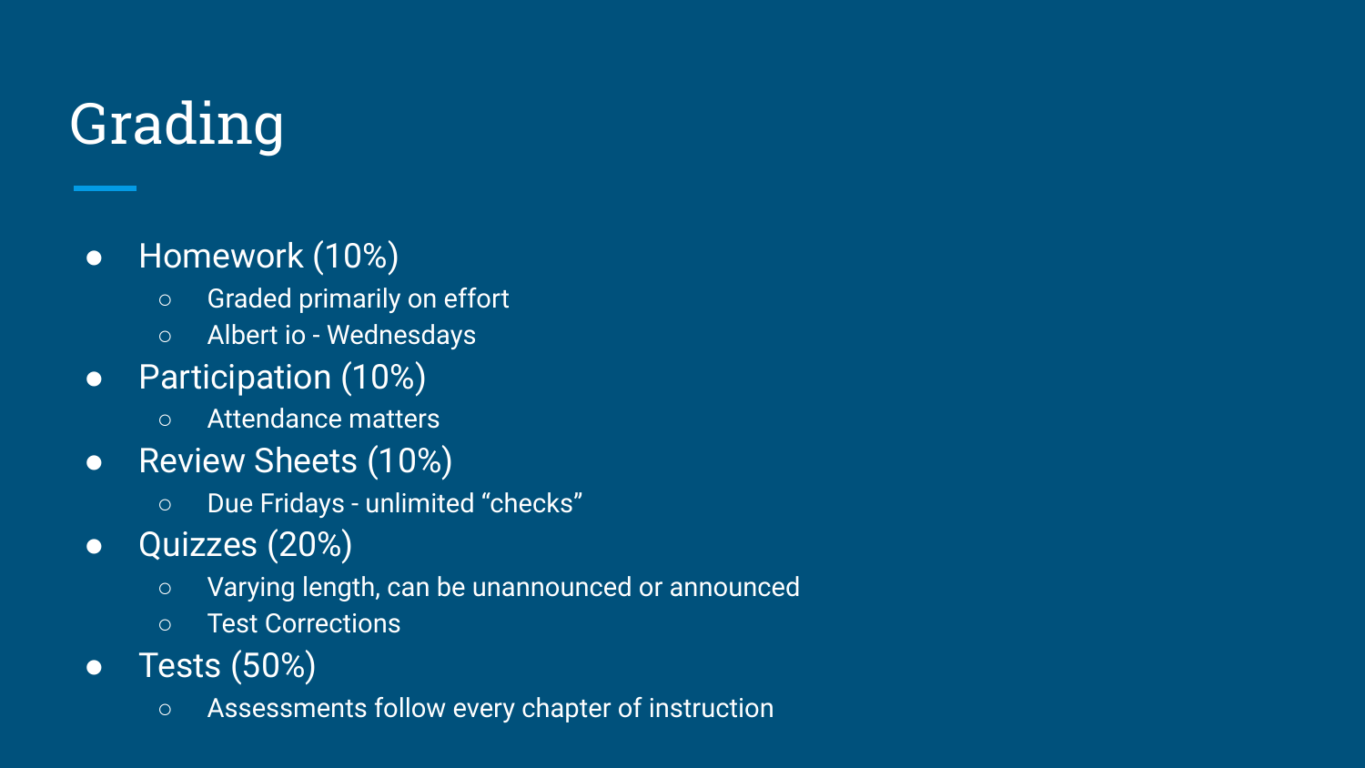# Grading

- Homework (10%)
  - Graded primarily on effort
  - Albert io - Wednesdays
- Participation (10%)
  - Attendance matters
- Review Sheets (10%)
  - Due Fridays - unlimited “checks”
- Quizzes (20%)
  - Varying length, can be unannounced or announced
  - Test Corrections
- Tests (50%)
  - Assessments follow every chapter of instruction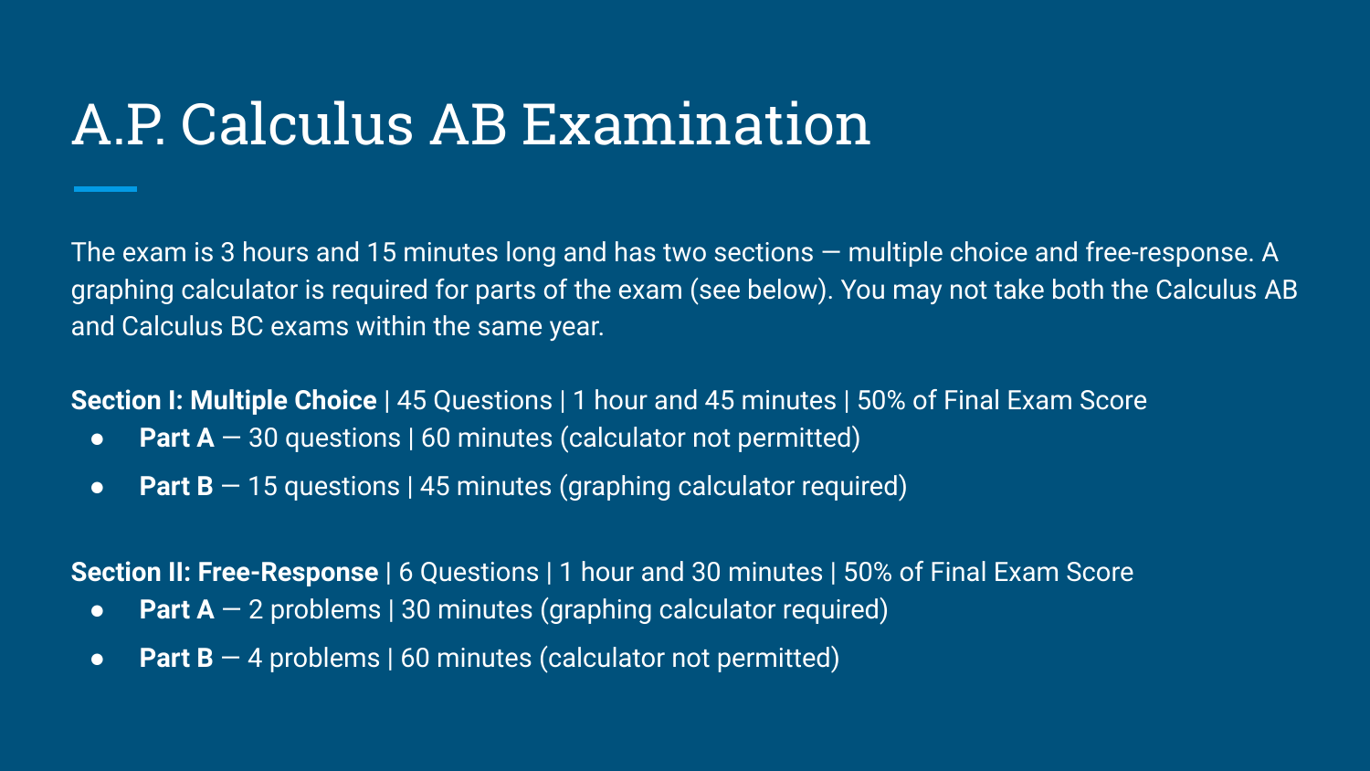# A.P. Calculus AB Examination

The exam is 3 hours and 15 minutes long and has two sections — multiple choice and free-response. A graphing calculator is required for parts of the exam (see below). You may not take both the Calculus AB and Calculus BC exams within the same year.

**Section I: Multiple Choice** | 45 Questions | 1 hour and 45 minutes | 50% of Final Exam Score

- **Part A** — 30 questions | 60 minutes (calculator not permitted)
- **Part B** — 15 questions | 45 minutes (graphing calculator required)

**Section II: Free-Response** | 6 Questions | 1 hour and 30 minutes | 50% of Final Exam Score

- **Part A** — 2 problems | 30 minutes (graphing calculator required)
- **Part B** — 4 problems | 60 minutes (calculator not permitted)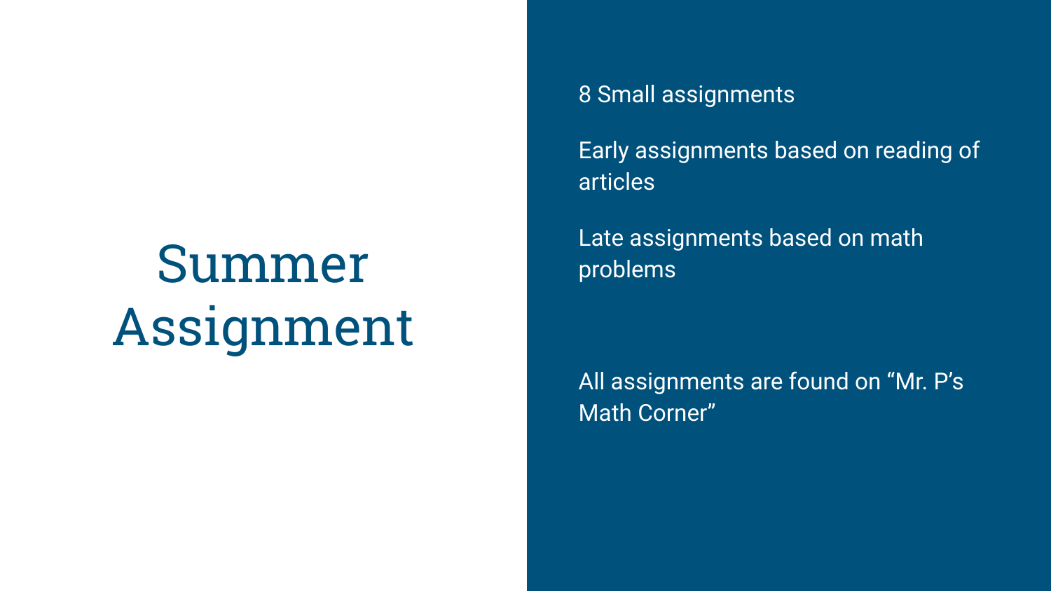# Summer Assignment

8 Small assignments

Early assignments based on reading of articles

Late assignments based on math problems

All assignments are found on “Mr. P’s Math Corner”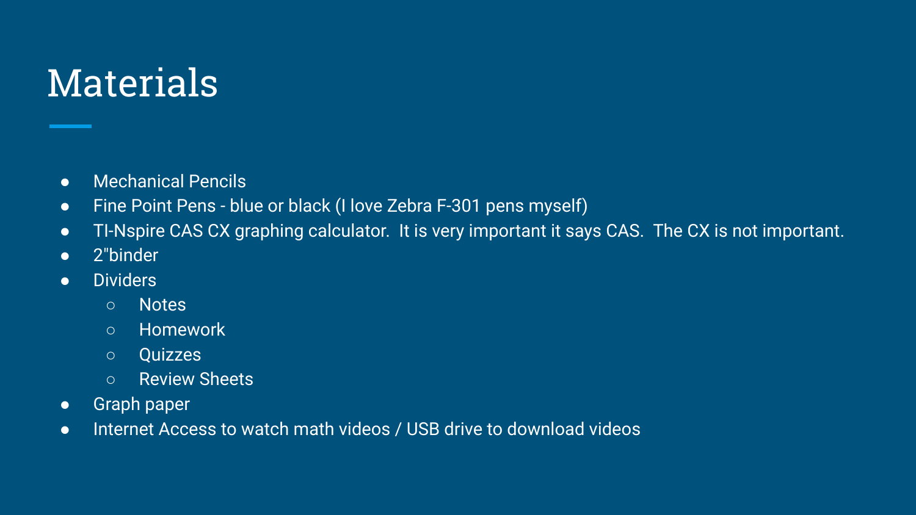# Materials

- Mechanical Pencils
- Fine Point Pens - blue or black (I love Zebra F-301 pens myself)
- TI-Nspire CAS CX graphing calculator.  It is very important it says CAS.  The CX is not important.
- 2"binder
- Dividers
  - Notes
  - Homework
  - Quizzes
  - Review Sheets
- Graph paper
- Internet Access to watch math videos / USB drive to download videos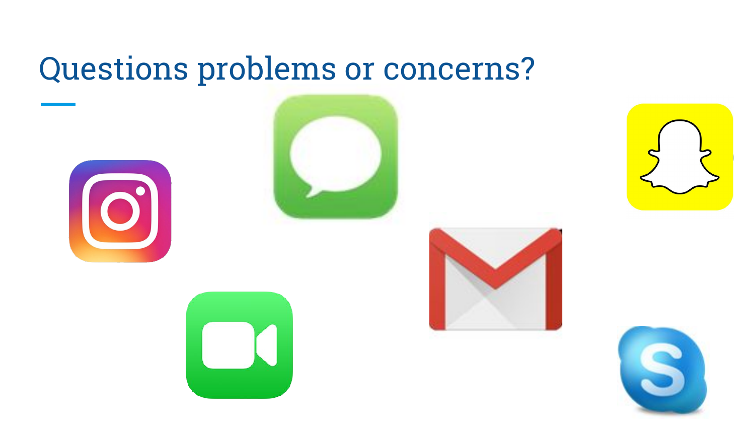# Questions problems or concerns?